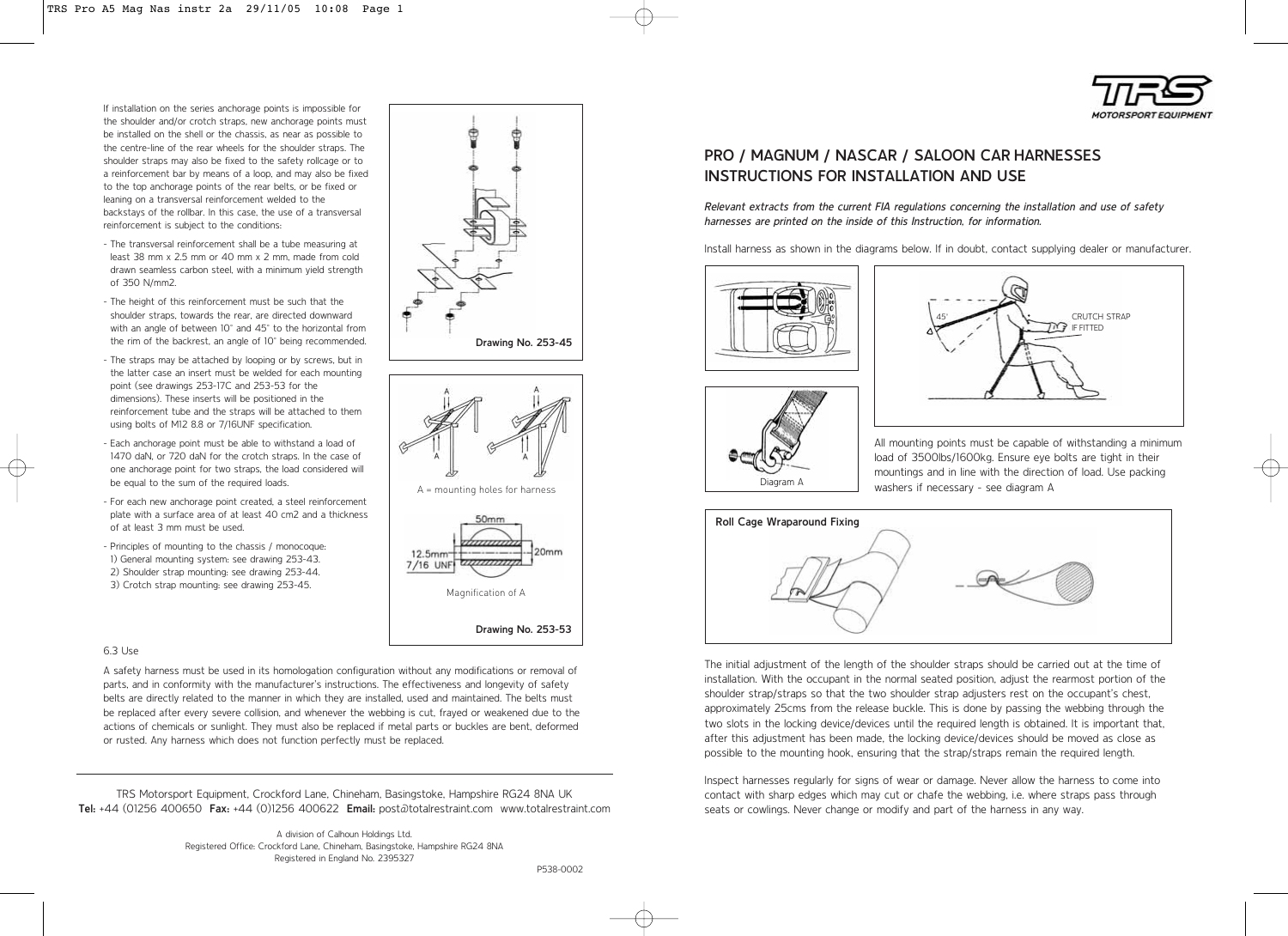# PRO / MAGNUM / NASCAR / SALOON CAR HARNESSES INSTRUCTIONS FOR INSTALLATION AND USE

*Relevant extracts from the current FIA regulations concerning the installation and use of safety harnesses are printed on the inside of this Instruction, for information.*

Install harness as shown in the diagrams below. If in doubt, contact supplying dealer or manufacturer.

45°

CRUTCH STRAP IF FITTED

Diagram A

All mounting points must be capable of withstanding a minimum load of 3500lbs/1600kg. Ensure eye bolts are tight in their mountings and in line with the direction of load. Use packing washers if necessary - see diagram A

**Roll Cage Wraparound Fixing**

The initial adjustment of the length of the shoulder straps should be carried out at the time of installation. With the occupant in the normal seated position, adjust the rearmost portion of the shoulder strap/straps so that the two shoulder strap adjusters rest on the occupant's chest, approximately 25cms from the release buckle. This is done by passing the webbing through the two slots in the locking device/devices until the required length is obtained. It is important that, after this adjustment has been made, the locking device/devices should be moved as close as possible to the mounting hook, ensuring that the strap/straps remain the required length.

Inspect harnesses regularly for signs of wear or damage. Never allow the harness to come into contact with sharp edges which may cut or chafe the webbing, i.e. where straps pass through seats or cowlings. Never change or modify and part of the harness in any way.

---

If installation on the series anchorage points is impossible for the shoulder and/or crotch straps, new anchorage points must be installed on the shell or the chassis, as near as possible to the centre-line of the rear wheels for the shoulder straps. The shoulder straps may also be fixed to the safety rollcage or to a reinforcement bar by means of a loop, and may also be fixed to the top anchorage points of the rear belts, or be fixed or leaning on a transversal reinforcement welded to the backstays of the rollbar. In this case, the use of a transversal reinforcement is subject to the conditions:

- The transversal reinforcement shall be a tube measuring at least 38 mm x 2.5 mm or 40 mm x 2 mm, made from cold drawn seamless carbon steel, with a minimum yield strength of 350 N/mm2.
- The height of this reinforcement must be such that the shoulder straps, towards the rear, are directed downward with an angle of between 10° and 45° to the horizontal from the rim of the backrest, an angle of 10° being recommended.
- The straps may be attached by looping or by screws, but in the latter case an insert must be welded for each mounting point (see drawings 253-17C and 253-53 for the dimensions). These inserts will be positioned in the reinforcement tube and the straps will be attached to them using bolts of M12 8.8 or 7/16UNF specification.
- Each anchorage point must be able to withstand a load of 1470 daN, or 720 daN for the crotch straps. In the case of one anchorage point for two straps, the load considered will be equal to the sum of the required loads.
- For each new anchorage point created, a steel reinforcement plate with a surface area of at least 40 cm2 and a thickness of at least 3 mm must be used.
- Principles of mounting to the chassis / monocoque:
  1) General mounting system: see drawing 253-43.
  2) Shoulder strap mounting: see drawing 253-44.
  3) Crotch strap mounting: see drawing 253-45.

Drawing No. 253-45

A = mounting holes for harness

50mm

12.5mm

7/16 UNF

20mm

Magnification of A

Drawing No. 253-53

6.3 Use

A safety harness must be used in its homologation configuration without any modifications or removal of parts, and in conformity with the manufacturer's instructions. The effectiveness and longevity of safety belts are directly related to the manner in which they are installed, used and maintained. The belts must be replaced after every severe collision, and whenever the webbing is cut, frayed or weakened due to the actions of chemicals or sunlight. They must also be replaced if metal parts or buckles are bent, deformed or rusted. Any harness which does not function perfectly must be replaced.

---

TRS Motorsport Equipment, Crockford Lane, Chineham, Basingstoke, Hampshire RG24 8NA UK
**Tel:** +44 (01256 400650 **Fax:** +44 (0)1256 400622 **Email:** post@totalrestraint.com www.totalrestraint.com

A division of Calhoun Holdings Ltd.
Registered Office: Crockford Lane, Chineham, Basingstoke, Hampshire RG24 8NA
Registered in England No. 2395327

P538-0002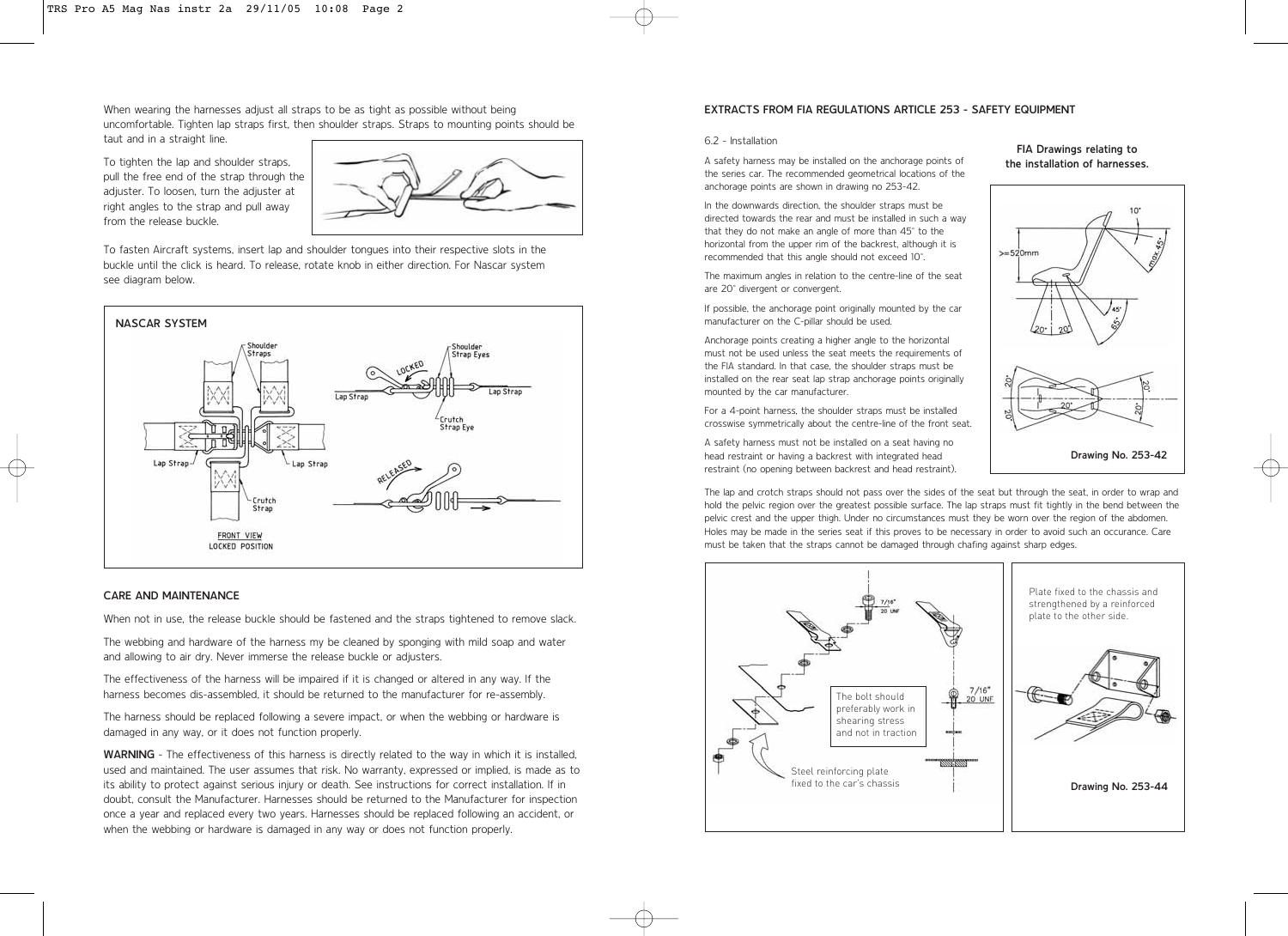When wearing the harnesses adjust all straps to be as tight as possible without being uncomfortable. Tighten lap straps first, then shoulder straps. Straps to mounting points should be taut and in a straight line.

To tighten the lap and shoulder straps, pull the free end of the strap through the adjuster. To loosen, turn the adjuster at right angles to the strap and pull away from the release buckle.

To fasten Aircraft systems, insert lap and shoulder tongues into their respective slots in the buckle until the click is heard. To release, rotate knob in either direction. For Nascar system see diagram below.

NASCAR SYSTEM

Shoulder Straps
Lap Strap
Lap Strap
Crutch Strap
FRONT VIEW
LOCKED POSITION

LOCKED
Shoulder Strap Eyes
Lap Strap
Lap Strap
Crutch Strap Eye
RELEASED

## CARE AND MAINTENANCE

When not in use, the release buckle should be fastened and the straps tightened to remove slack.

The webbing and hardware of the harness my be cleaned by sponging with mild soap and water and allowing to air dry. Never immerse the release buckle or adjusters.

The effectiveness of the harness will be impaired if it is changed or altered in any way. If the harness becomes dis-assembled, it should be returned to the manufacturer for re-assembly.

The harness should be replaced following a severe impact, or when the webbing or hardware is damaged in any way, or it does not function properly.

**WARNING** - The effectiveness of this harness is directly related to the way in which it is installed, used and maintained. The user assumes that risk. No warranty, expressed or implied, is made as to its ability to protect against serious injury or death. See instructions for correct installation. If in doubt, consult the Manufacturer. Harnesses should be returned to the Manufacturer for inspection once a year and replaced every two years. Harnesses should be replaced following an accident, or when the webbing or hardware is damaged in any way or does not function properly.

## EXTRACTS FROM FIA REGULATIONS ARTICLE 253 - SAFETY EQUIPMENT

6.2 - Installation

A safety harness may be installed on the anchorage points of the series car. The recommended geometrical locations of the anchorage points are shown in drawing no 253-42.

In the downwards direction, the shoulder straps must be directed towards the rear and must be installed in such a way that they do not make an angle of more than 45° to the horizontal from the upper rim of the backrest, although it is recommended that this angle should not exceed 10°.

The maximum angles in relation to the centre-line of the seat are 20° divergent or convergent.

If possible, the anchorage point originally mounted by the car manufacturer on the C-pillar should be used.

Anchorage points creating a higher angle to the horizontal must not be used unless the seat meets the requirements of the FIA standard. In that case, the shoulder straps must be installed on the rear seat lap strap anchorage points originally mounted by the car manufacturer.

For a 4-point harness, the shoulder straps must be installed crosswise symmetrically about the centre-line of the front seat.

A safety harness must not be installed on a seat having no head restraint or having a backrest with integrated head restraint (no opening between backrest and head restraint).

**FIA Drawings relating to the installation of harnesses.**

10°
max 45°
>=520mm
45°
65°
20°
20°
20°
20°
20°
20°

Drawing No. 253-42

The lap and crotch straps should not pass over the sides of the seat but through the seat, in order to wrap and hold the pelvic region over the greatest possible surface. The lap straps must fit tightly in the bend between the pelvic crest and the upper thigh. Under no circumstances must they be worn over the region of the abdomen. Holes may be made in the series seat if this proves to be necessary in order to avoid such an occurance. Care must be taken that the straps cannot be damaged through chafing against sharp edges.

7/16" 20 UNF
7/16" 20 UNF
The bolt should preferably work in shearing stress and not in traction
Steel reinforcing plate fixed to the car's chassis

Plate fixed to the chassis and strengthened by a reinforced plate to the other side.

Drawing No. 253-44